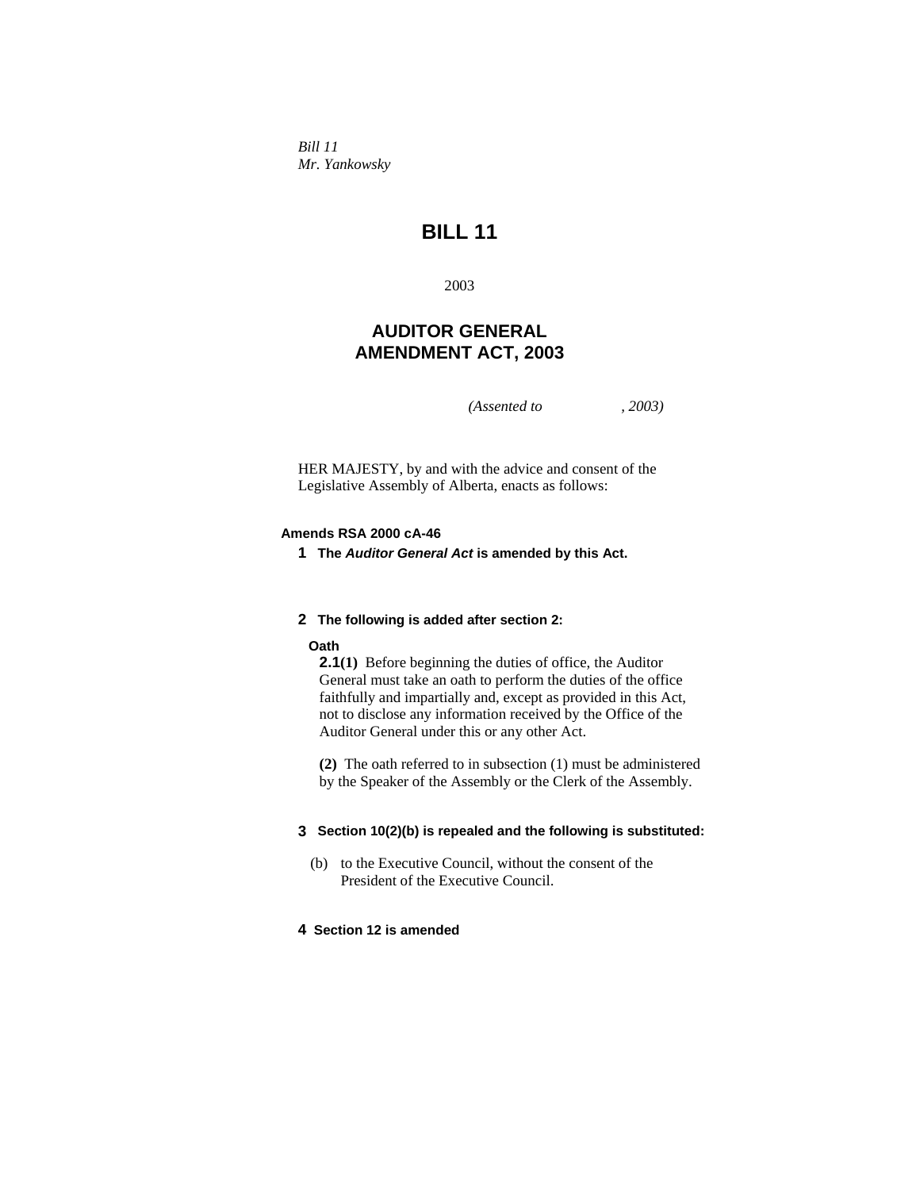*Bill 11*
*Mr. Yankowsky*

# BILL 11

2003

## AUDITOR GENERAL AMENDMENT ACT, 2003

*(Assented to , 2003)*

HER MAJESTY, by and with the advice and consent of the Legislative Assembly of Alberta, enacts as follows:

**Amends RSA 2000 cA-46**

**1 The *Auditor General Act* is amended by this Act.**

**2 The following is added after section 2:**

**Oath**

**2.1(1)** Before beginning the duties of office, the Auditor General must take an oath to perform the duties of the office faithfully and impartially and, except as provided in this Act, not to disclose any information received by the Office of the Auditor General under this or any other Act.

**(2)** The oath referred to in subsection (1) must be administered by the Speaker of the Assembly or the Clerk of the Assembly.

**3 Section 10(2)(b) is repealed and the following is substituted:**

(b) to the Executive Council, without the consent of the President of the Executive Council.

**4 Section 12 is amended**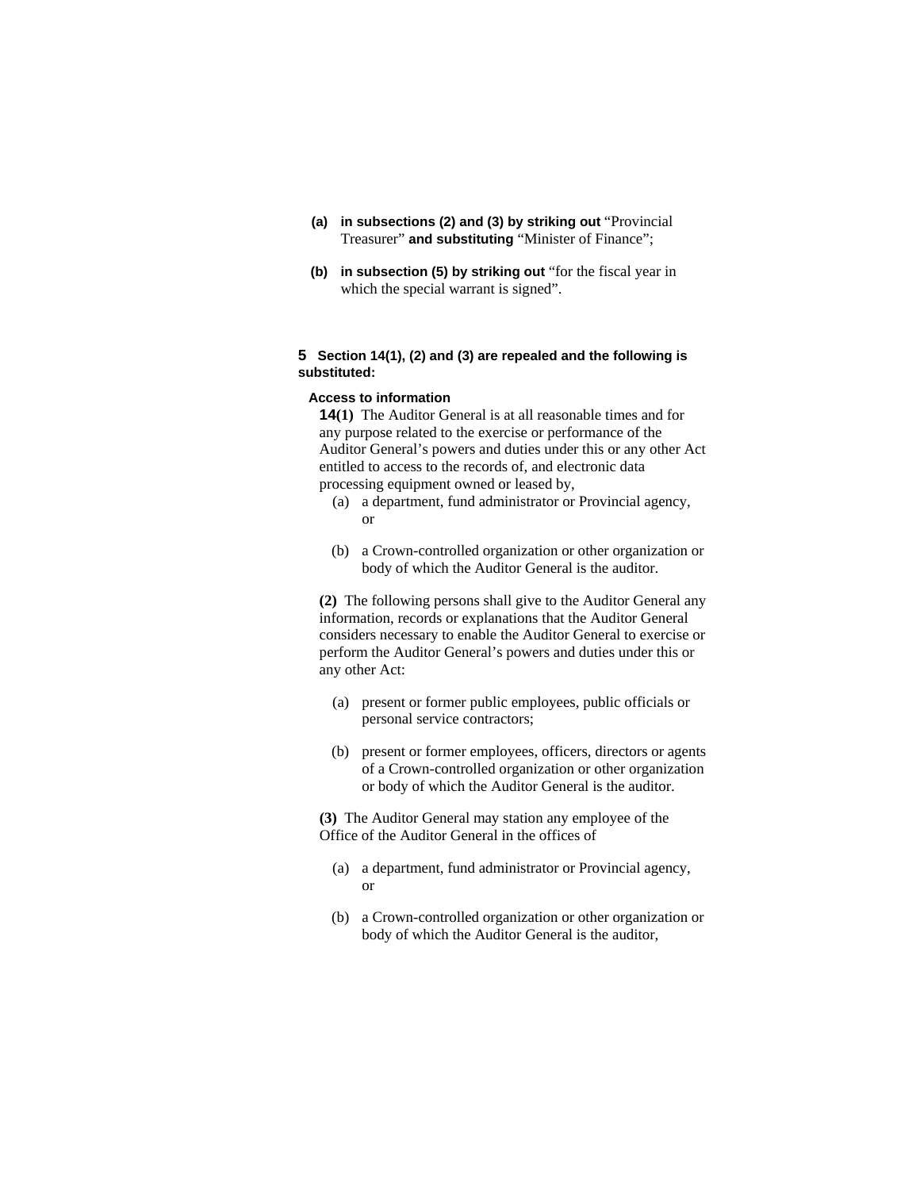**(a)** **in subsections (2) and (3) by striking out** "Provincial Treasurer" **and substituting** "Minister of Finance";

**(b)** **in subsection (5) by striking out** "for the fiscal year in which the special warrant is signed".

**5** **Section 14(1), (2) and (3) are repealed and the following is substituted:**

**Access to information**

**14(1)** The Auditor General is at all reasonable times and for any purpose related to the exercise or performance of the Auditor General's powers and duties under this or any other Act entitled to access to the records of, and electronic data processing equipment owned or leased by,

(a) a department, fund administrator or Provincial agency, or

(b) a Crown-controlled organization or other organization or body of which the Auditor General is the auditor.

**(2)** The following persons shall give to the Auditor General any information, records or explanations that the Auditor General considers necessary to enable the Auditor General to exercise or perform the Auditor General's powers and duties under this or any other Act:

(a) present or former public employees, public officials or personal service contractors;

(b) present or former employees, officers, directors or agents of a Crown-controlled organization or other organization or body of which the Auditor General is the auditor.

**(3)** The Auditor General may station any employee of the Office of the Auditor General in the offices of

(a) a department, fund administrator or Provincial agency, or

(b) a Crown-controlled organization or other organization or body of which the Auditor General is the auditor,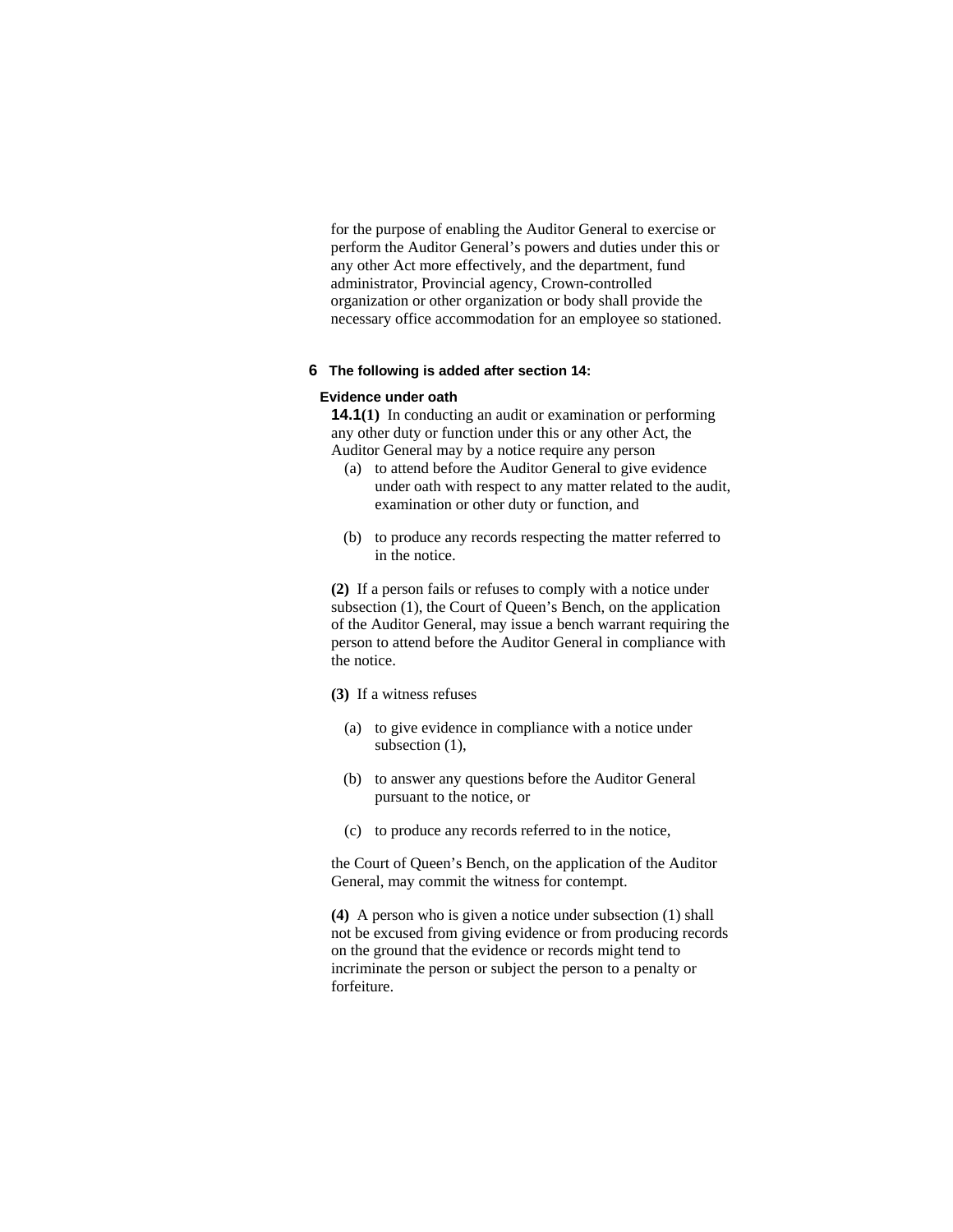for the purpose of enabling the Auditor General to exercise or perform the Auditor General's powers and duties under this or any other Act more effectively, and the department, fund administrator, Provincial agency, Crown-controlled organization or other organization or body shall provide the necessary office accommodation for an employee so stationed.

**6 The following is added after section 14:**

**Evidence under oath**

**14.1(1)** In conducting an audit or examination or performing any other duty or function under this or any other Act, the Auditor General may by a notice require any person

(a) to attend before the Auditor General to give evidence under oath with respect to any matter related to the audit, examination or other duty or function, and

(b) to produce any records respecting the matter referred to in the notice.

**(2)** If a person fails or refuses to comply with a notice under subsection (1), the Court of Queen's Bench, on the application of the Auditor General, may issue a bench warrant requiring the person to attend before the Auditor General in compliance with the notice.

**(3)** If a witness refuses

(a) to give evidence in compliance with a notice under subsection (1),

(b) to answer any questions before the Auditor General pursuant to the notice, or

(c) to produce any records referred to in the notice,

the Court of Queen's Bench, on the application of the Auditor General, may commit the witness for contempt.

**(4)** A person who is given a notice under subsection (1) shall not be excused from giving evidence or from producing records on the ground that the evidence or records might tend to incriminate the person or subject the person to a penalty or forfeiture.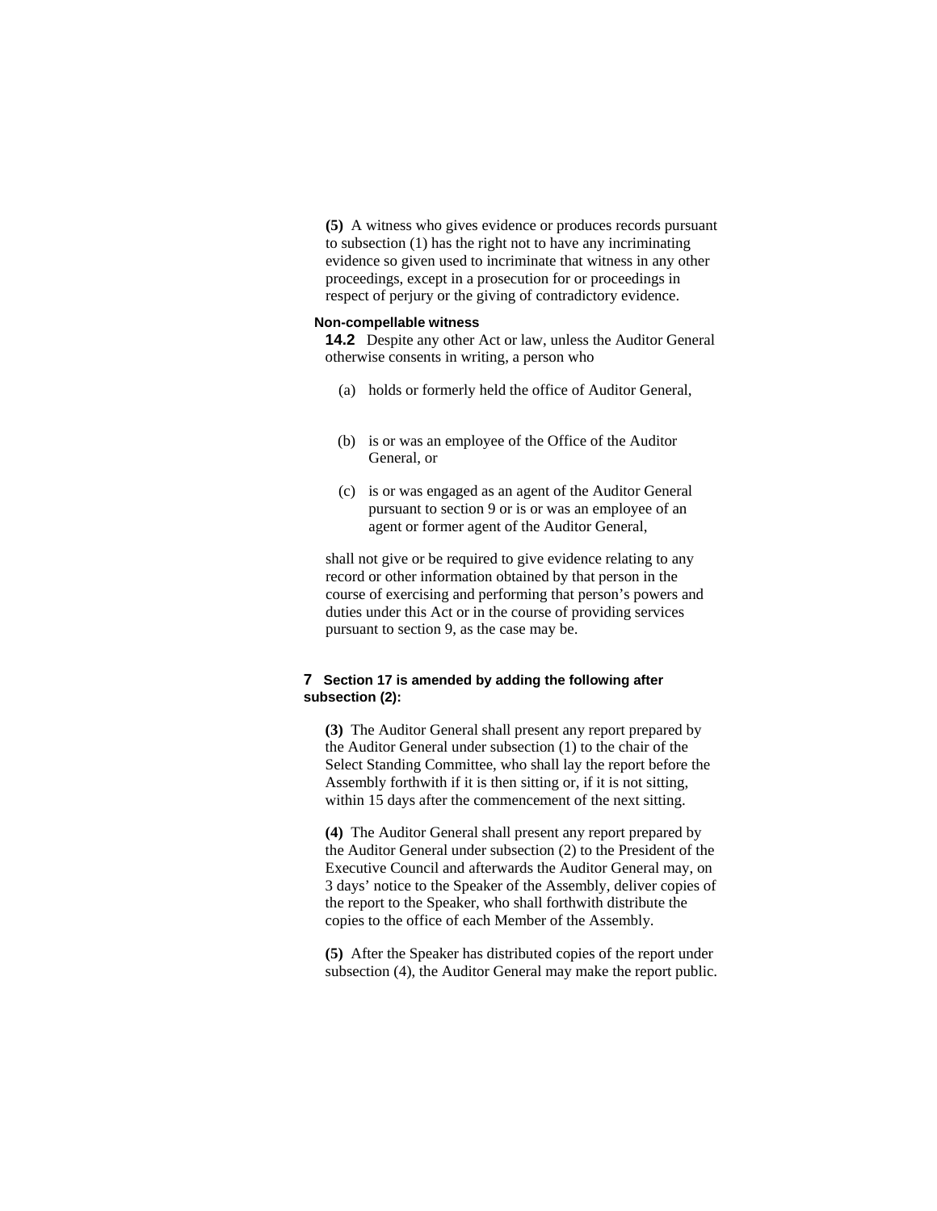**(5)** A witness who gives evidence or produces records pursuant to subsection (1) has the right not to have any incriminating evidence so given used to incriminate that witness in any other proceedings, except in a prosecution for or proceedings in respect of perjury or the giving of contradictory evidence.

**Non-compellable witness**

**14.2** Despite any other Act or law, unless the Auditor General otherwise consents in writing, a person who

(a) holds or formerly held the office of Auditor General,

(b) is or was an employee of the Office of the Auditor General, or

(c) is or was engaged as an agent of the Auditor General pursuant to section 9 or is or was an employee of an agent or former agent of the Auditor General,

shall not give or be required to give evidence relating to any record or other information obtained by that person in the course of exercising and performing that person's powers and duties under this Act or in the course of providing services pursuant to section 9, as the case may be.

**7 Section 17 is amended by adding the following after subsection (2):**

**(3)** The Auditor General shall present any report prepared by the Auditor General under subsection (1) to the chair of the Select Standing Committee, who shall lay the report before the Assembly forthwith if it is then sitting or, if it is not sitting, within 15 days after the commencement of the next sitting.

**(4)** The Auditor General shall present any report prepared by the Auditor General under subsection (2) to the President of the Executive Council and afterwards the Auditor General may, on 3 days' notice to the Speaker of the Assembly, deliver copies of the report to the Speaker, who shall forthwith distribute the copies to the office of each Member of the Assembly.

**(5)** After the Speaker has distributed copies of the report under subsection (4), the Auditor General may make the report public.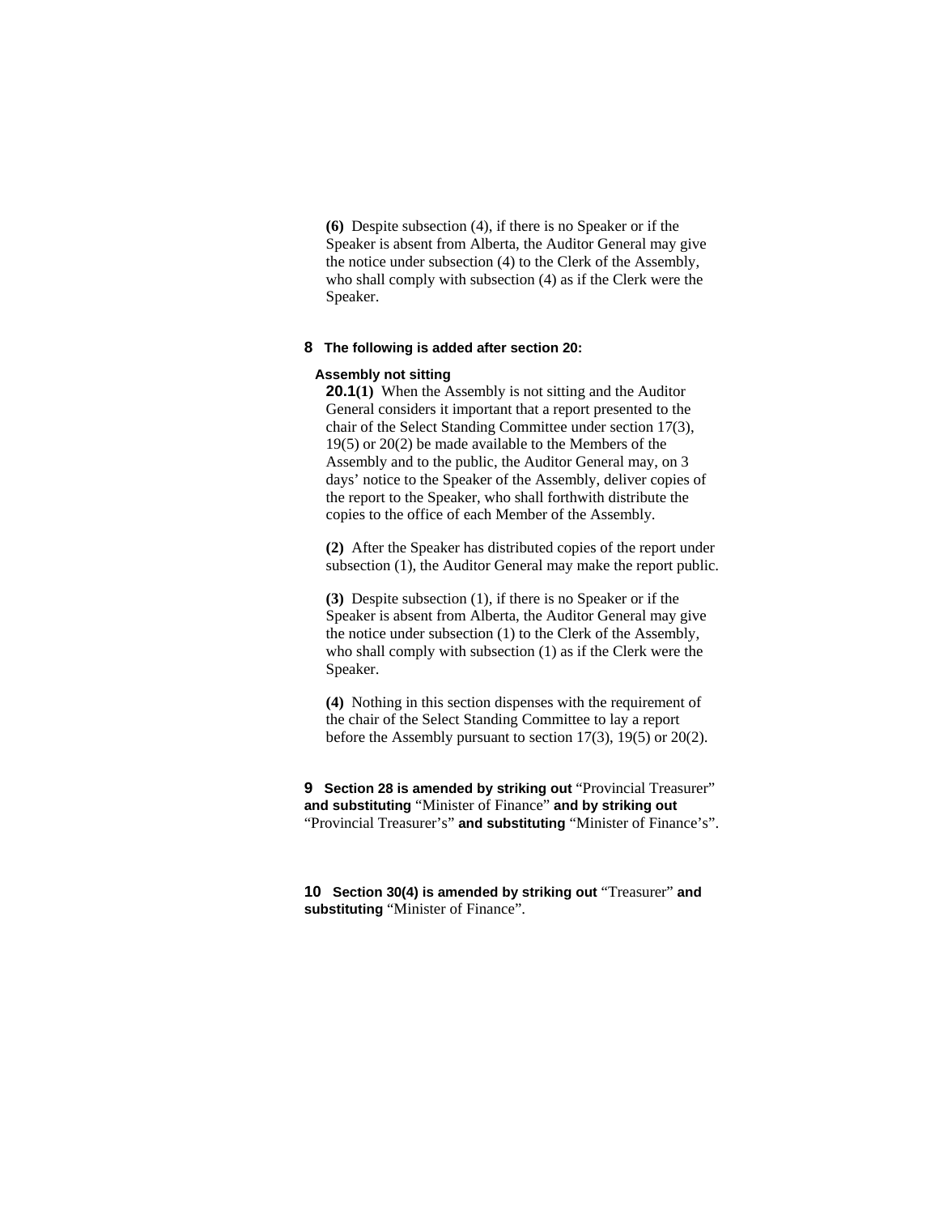**(6)** Despite subsection (4), if there is no Speaker or if the Speaker is absent from Alberta, the Auditor General may give the notice under subsection (4) to the Clerk of the Assembly, who shall comply with subsection (4) as if the Clerk were the Speaker.

**8 The following is added after section 20:**

**Assembly not sitting**

**20.1(1)** When the Assembly is not sitting and the Auditor General considers it important that a report presented to the chair of the Select Standing Committee under section 17(3), 19(5) or 20(2) be made available to the Members of the Assembly and to the public, the Auditor General may, on 3 days' notice to the Speaker of the Assembly, deliver copies of the report to the Speaker, who shall forthwith distribute the copies to the office of each Member of the Assembly.

**(2)** After the Speaker has distributed copies of the report under subsection (1), the Auditor General may make the report public.

**(3)** Despite subsection (1), if there is no Speaker or if the Speaker is absent from Alberta, the Auditor General may give the notice under subsection (1) to the Clerk of the Assembly, who shall comply with subsection (1) as if the Clerk were the Speaker.

**(4)** Nothing in this section dispenses with the requirement of the chair of the Select Standing Committee to lay a report before the Assembly pursuant to section 17(3), 19(5) or 20(2).

**9 Section 28 is amended by striking out** "Provincial Treasurer" **and substituting** "Minister of Finance" **and by striking out** "Provincial Treasurer's" **and substituting** "Minister of Finance's".

**10 Section 30(4) is amended by striking out** "Treasurer" **and substituting** "Minister of Finance".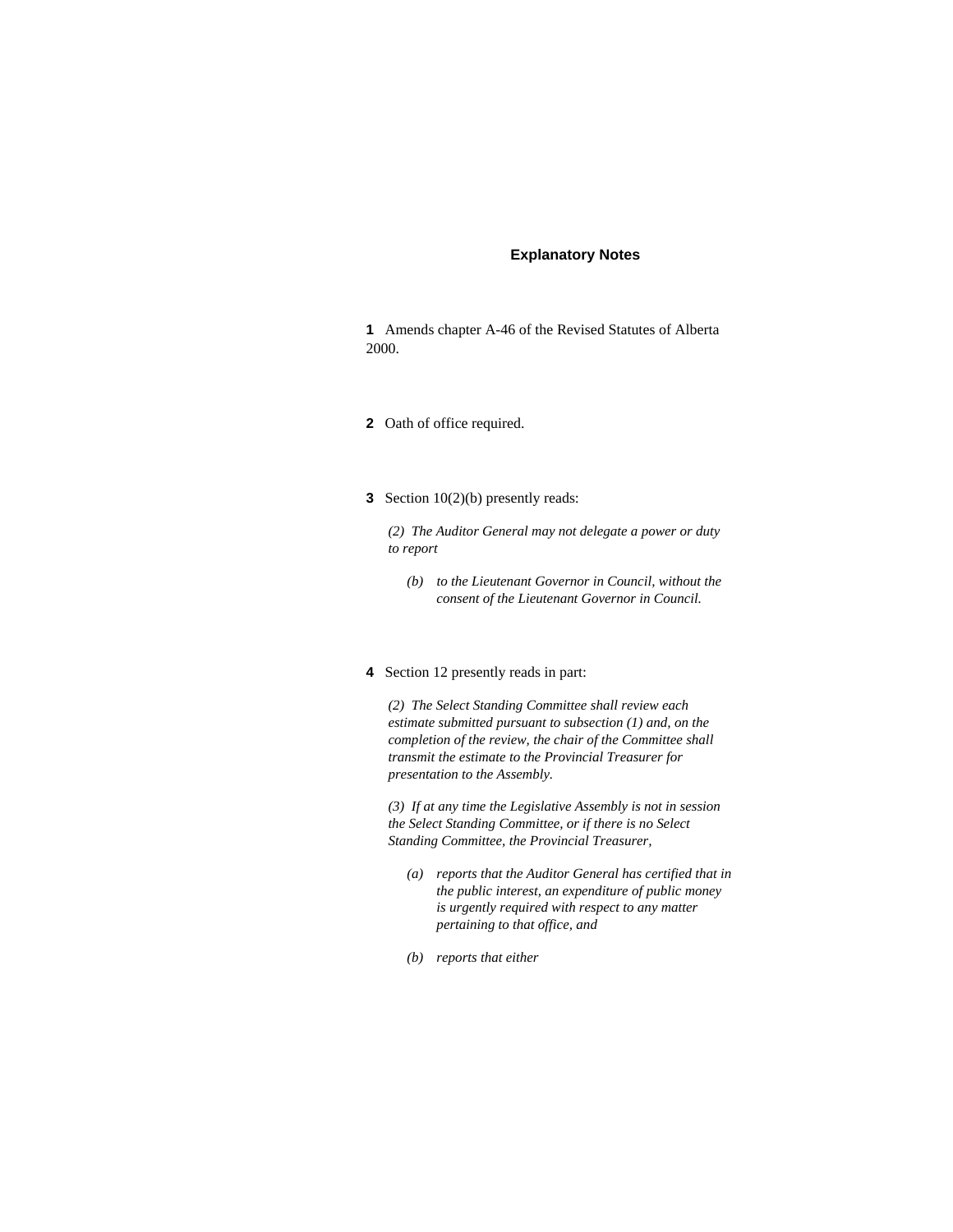## Explanatory Notes

**1** Amends chapter A-46 of the Revised Statutes of Alberta 2000.

**2** Oath of office required.

**3** Section 10(2)(b) presently reads:

> *(2) The Auditor General may not delegate a power or duty to report*
>
> *(b) to the Lieutenant Governor in Council, without the consent of the Lieutenant Governor in Council.*

**4** Section 12 presently reads in part:

> *(2) The Select Standing Committee shall review each estimate submitted pursuant to subsection (1) and, on the completion of the review, the chair of the Committee shall transmit the estimate to the Provincial Treasurer for presentation to the Assembly.*
>
> *(3) If at any time the Legislative Assembly is not in session the Select Standing Committee, or if there is no Select Standing Committee, the Provincial Treasurer,*
>
> *(a) reports that the Auditor General has certified that in the public interest, an expenditure of public money is urgently required with respect to any matter pertaining to that office, and*
>
> *(b) reports that either*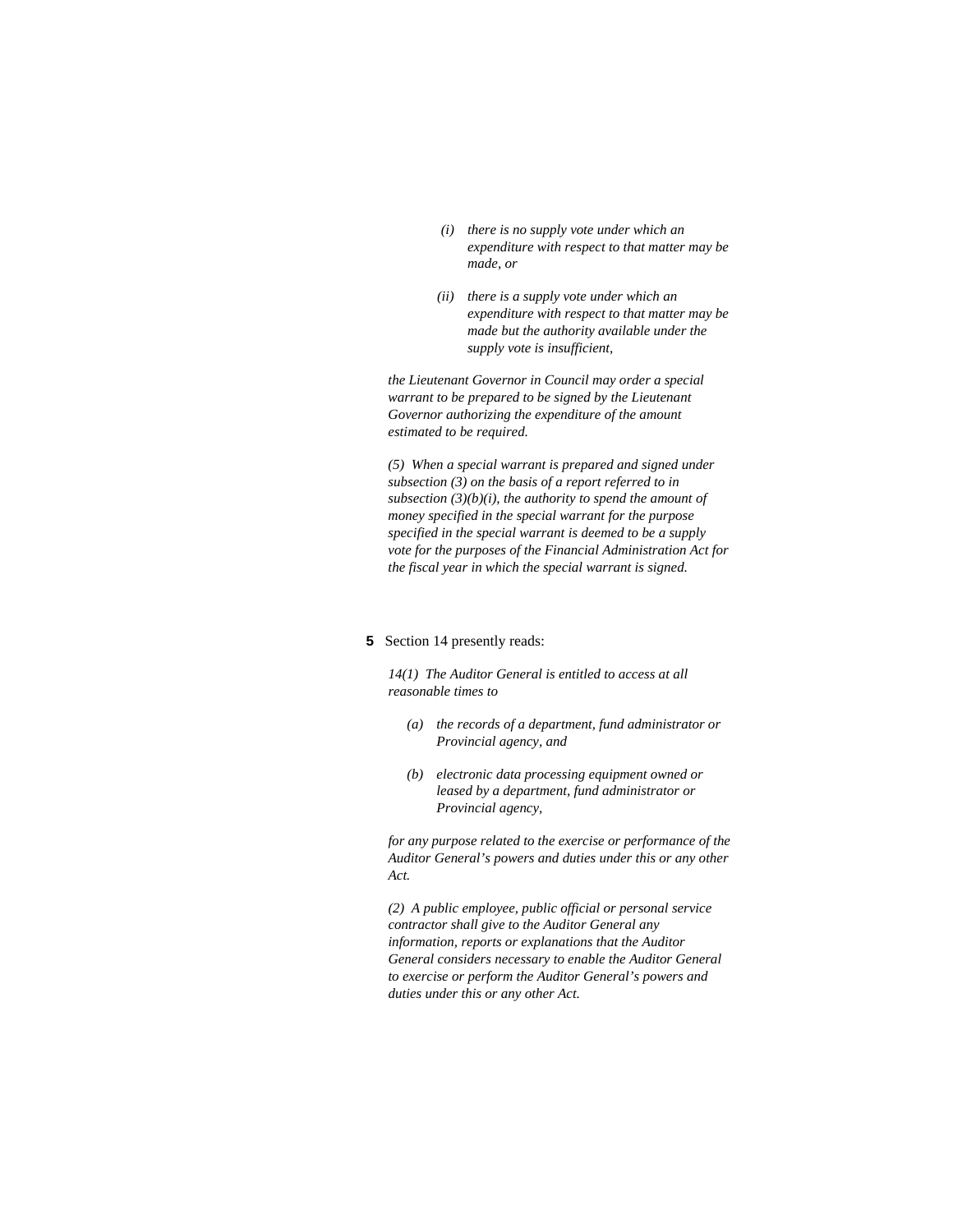*(i) there is no supply vote under which an expenditure with respect to that matter may be made, or*

*(ii) there is a supply vote under which an expenditure with respect to that matter may be made but the authority available under the supply vote is insufficient,*

*the Lieutenant Governor in Council may order a special warrant to be prepared to be signed by the Lieutenant Governor authorizing the expenditure of the amount estimated to be required.*

*(5) When a special warrant is prepared and signed under subsection (3) on the basis of a report referred to in subsection (3)(b)(i), the authority to spend the amount of money specified in the special warrant for the purpose specified in the special warrant is deemed to be a supply vote for the purposes of the Financial Administration Act for the fiscal year in which the special warrant is signed.*

**5** Section 14 presently reads:

*14(1) The Auditor General is entitled to access at all reasonable times to*

*(a) the records of a department, fund administrator or Provincial agency, and*

*(b) electronic data processing equipment owned or leased by a department, fund administrator or Provincial agency,*

*for any purpose related to the exercise or performance of the Auditor General's powers and duties under this or any other Act.*

*(2) A public employee, public official or personal service contractor shall give to the Auditor General any information, reports or explanations that the Auditor General considers necessary to enable the Auditor General to exercise or perform the Auditor General's powers and duties under this or any other Act.*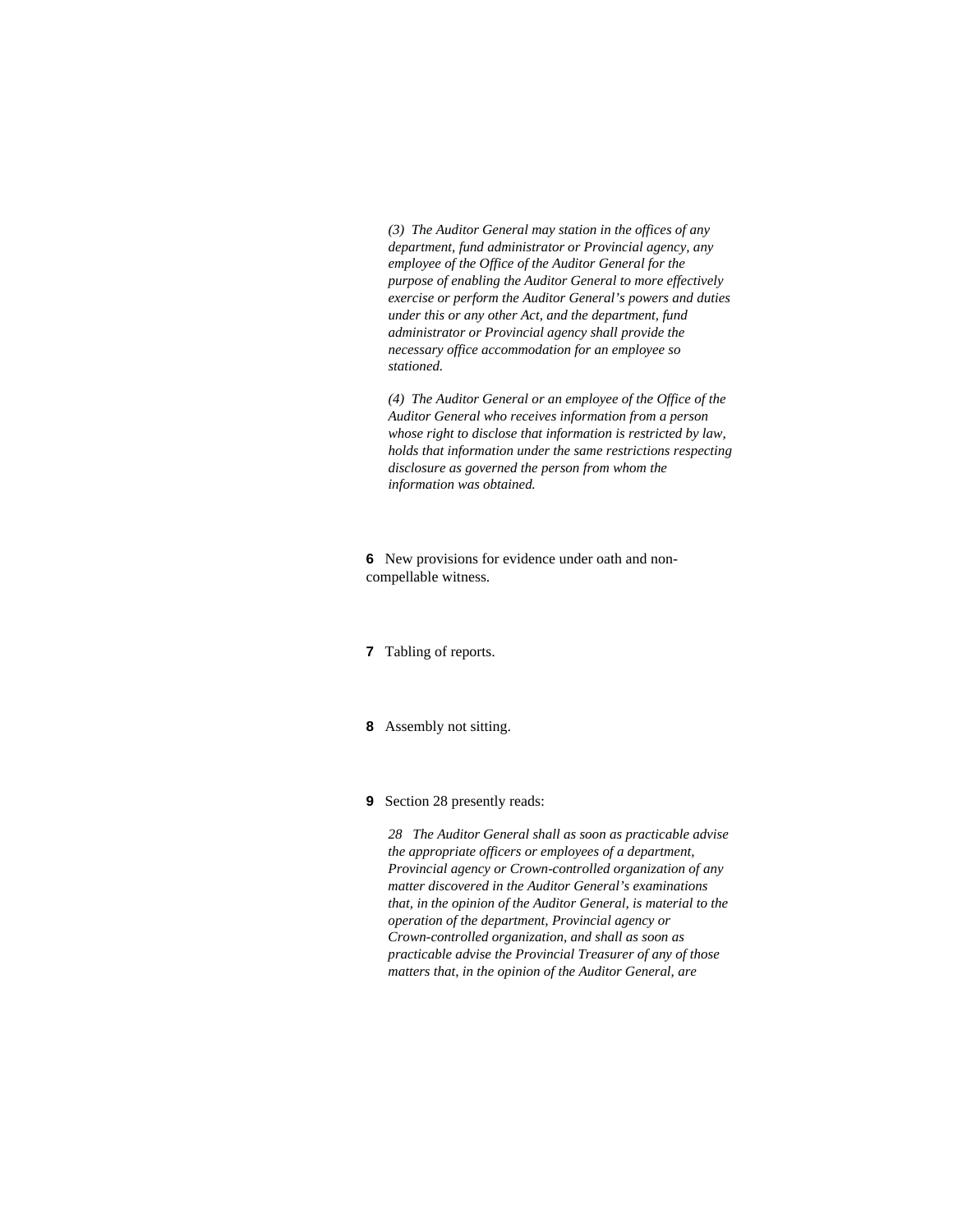*(3) The Auditor General may station in the offices of any department, fund administrator or Provincial agency, any employee of the Office of the Auditor General for the purpose of enabling the Auditor General to more effectively exercise or perform the Auditor General's powers and duties under this or any other Act, and the department, fund administrator or Provincial agency shall provide the necessary office accommodation for an employee so stationed.*

*(4) The Auditor General or an employee of the Office of the Auditor General who receives information from a person whose right to disclose that information is restricted by law, holds that information under the same restrictions respecting disclosure as governed the person from whom the information was obtained.*

**6** New provisions for evidence under oath and non-compellable witness.

**7** Tabling of reports.

**8** Assembly not sitting.

**9** Section 28 presently reads:

*28 The Auditor General shall as soon as practicable advise the appropriate officers or employees of a department, Provincial agency or Crown-controlled organization of any matter discovered in the Auditor General's examinations that, in the opinion of the Auditor General, is material to the operation of the department, Provincial agency or Crown-controlled organization, and shall as soon as practicable advise the Provincial Treasurer of any of those matters that, in the opinion of the Auditor General, are*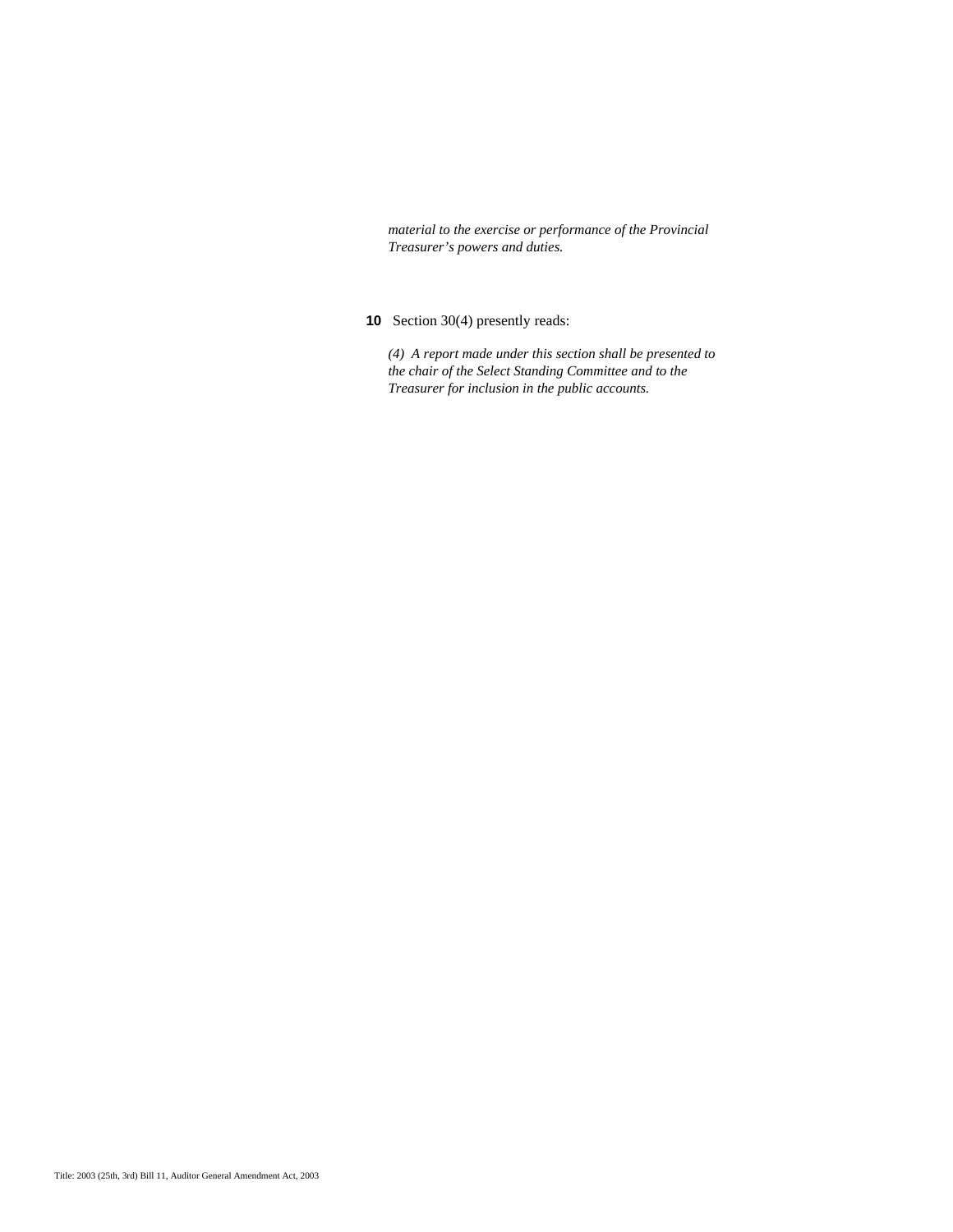*material to the exercise or performance of the Provincial Treasurer's powers and duties.*

**10** Section 30(4) presently reads:

*(4) A report made under this section shall be presented to the chair of the Select Standing Committee and to the Treasurer for inclusion in the public accounts.*